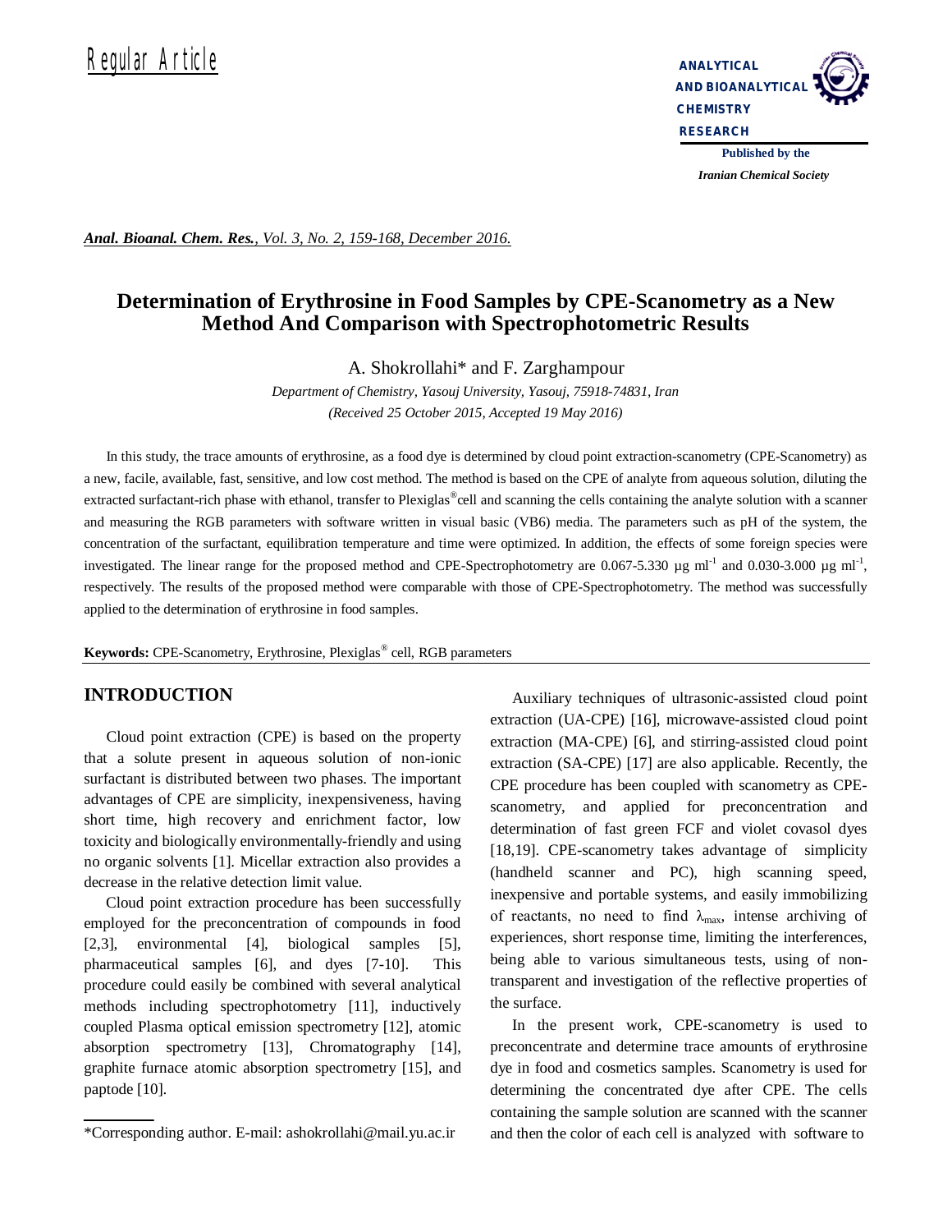Regular Article

# Determination of Erythrosine in Food Samples by CPE-Scanometry as a New Method And Comparison with Spectrophotometric Results

A. Shokrollahi* and F. Zarghampour

*Department of Chemistry, Yasouj University, Yasouj, 75918-74831, Iran*

*(Received 25 October 2015, Accepted 19 May 2016)*

In this study, the trace amounts of erythrosine, as a food dye is determined by cloud point extraction-scanometry (CPE-Scanometry) as a new, facile, available, fast, sensitive, and low cost method. The method is based on the CPE of analyte from aqueous solution, diluting the extracted surfactant-rich phase with ethanol, transfer to Plexiglas® cell and scanning the cells containing the analyte solution with a scanner and measuring the RGB parameters with software written in visual basic (VB6) media. The parameters such as pH of the system, the concentration of the surfactant, equilibration temperature and time were optimized. In addition, the effects of some foreign species were investigated. The linear range for the proposed method and CPE-Spectrophotometry are 0.067-5.330 μg ml$^{-1}$ and 0.030-3.000 μg ml$^{-1}$, respectively. The results of the proposed method were comparable with those of CPE-Spectrophotometry. The method was successfully applied to the determination of erythrosine in food samples.

**Keywords:** CPE-Scanometry, Erythrosine, Plexiglas® cell, RGB parameters

## INTRODUCTION

Cloud point extraction (CPE) is based on the property that a solute present in aqueous solution of non-ionic surfactant is distributed between two phases. The important advantages of CPE are simplicity, inexpensiveness, having short time, high recovery and enrichment factor, low toxicity and biologically environmentally-friendly and using no organic solvents [1]. Micellar extraction also provides a decrease in the relative detection limit value.

Cloud point extraction procedure has been successfully employed for the preconcentration of compounds in food [2,3], environmental [4], biological samples [5], pharmaceutical samples [6], and dyes [7-10]. This procedure could easily be combined with several analytical methods including spectrophotometry [11], inductively coupled Plasma optical emission spectrometry [12], atomic absorption spectrometry [13], Chromatography [14], graphite furnace atomic absorption spectrometry [15], and paptode [10].

Auxiliary techniques of ultrasonic-assisted cloud point extraction (UA-CPE) [16], microwave-assisted cloud point extraction (MA-CPE) [6], and stirring-assisted cloud point extraction (SA-CPE) [17] are also applicable. Recently, the CPE procedure has been coupled with scanometry as CPE-scanometry, and applied for preconcentration and determination of fast green FCF and violet covasol dyes [18,19]. CPE-scanometry takes advantage of simplicity (handheld scanner and PC), high scanning speed, inexpensive and portable systems, and easily immobilizing of reactants, no need to find $\lambda_{max}$, intense archiving of experiences, short response time, limiting the interferences, being able to various simultaneous tests, using of non-transparent and investigation of the reflective properties of the surface.

In the present work, CPE-scanometry is used to preconcentrate and determine trace amounts of erythrosine dye in food and cosmetics samples. Scanometry is used for determining the concentrated dye after CPE. The cells containing the sample solution are scanned with the scanner and then the color of each cell is analyzed with software to

*Corresponding author. E-mail: ashokrollahi@mail.yu.ac.ir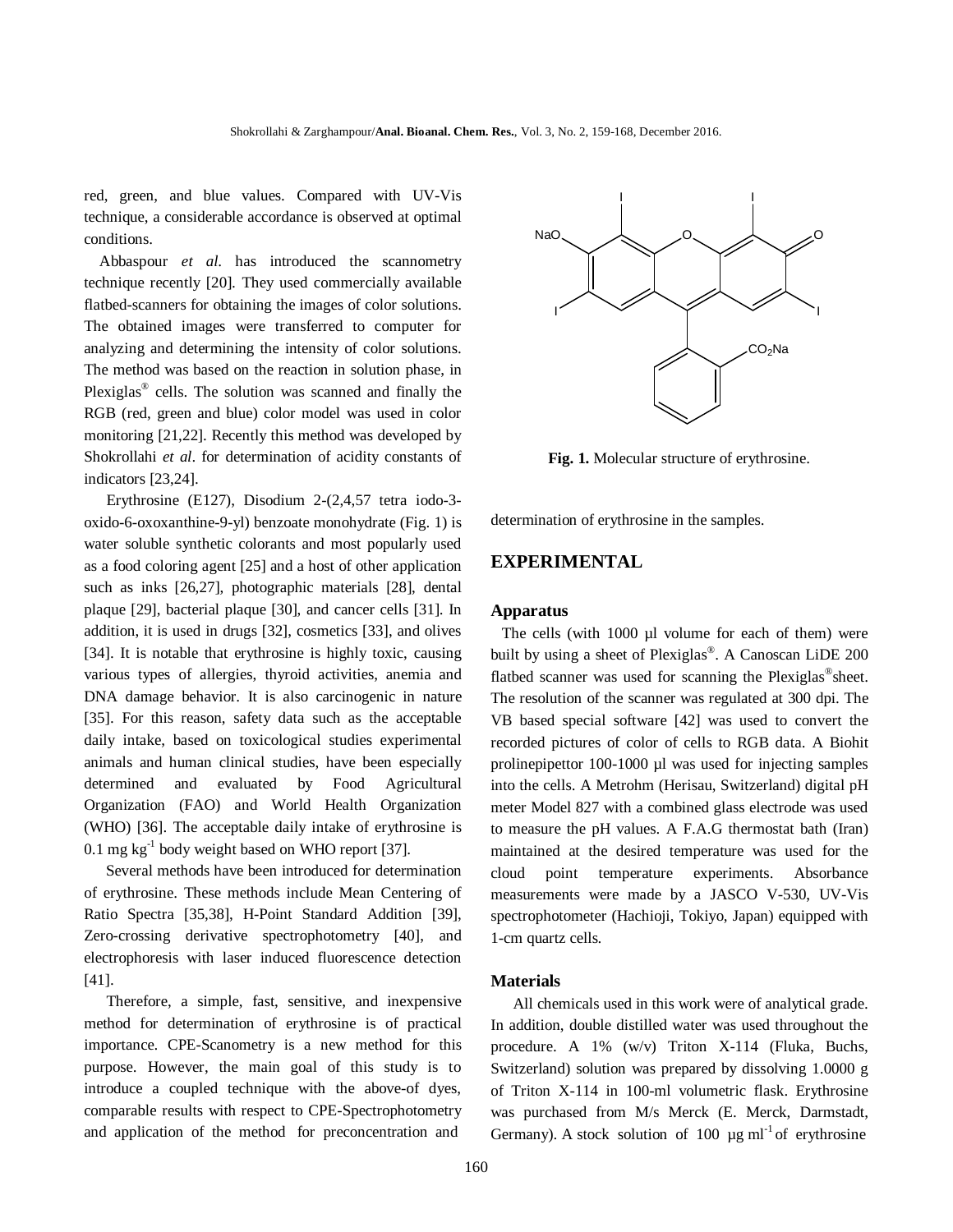red, green, and blue values. Compared with UV-Vis technique, a considerable accordance is observed at optimal conditions.

Abbaspour *et al.* has introduced the scannometry technique recently [20]. They used commercially available flatbed-scanners for obtaining the images of color solutions. The obtained images were transferred to computer for analyzing and determining the intensity of color solutions. The method was based on the reaction in solution phase, in Plexiglas® cells. The solution was scanned and finally the RGB (red, green and blue) color model was used in color monitoring [21,22]. Recently this method was developed by Shokrollahi *et al*. for determination of acidity constants of indicators [23,24].

Erythrosine (E127), Disodium 2-(2,4,57 tetra iodo-3-oxido-6-oxoxanthine-9-yl) benzoate monohydrate (Fig. 1) is water soluble synthetic colorants and most popularly used as a food coloring agent [25] and a host of other application such as inks [26,27], photographic materials [28], dental plaque [29], bacterial plaque [30], and cancer cells [31]. In addition, it is used in drugs [32], cosmetics [33], and olives [34]. It is notable that erythrosine is highly toxic, causing various types of allergies, thyroid activities, anemia and DNA damage behavior. It is also carcinogenic in nature [35]. For this reason, safety data such as the acceptable daily intake, based on toxicological studies experimental animals and human clinical studies, have been especially determined and evaluated by Food Agricultural Organization (FAO) and World Health Organization (WHO) [36]. The acceptable daily intake of erythrosine is 0.1 mg $kg^{-1}$ body weight based on WHO report [37].

Several methods have been introduced for determination of erythrosine. These methods include Mean Centering of Ratio Spectra [35,38], H-Point Standard Addition [39], Zero-crossing derivative spectrophotometry [40], and electrophoresis with laser induced fluorescence detection [41].

Therefore, a simple, fast, sensitive, and inexpensive method for determination of erythrosine is of practical importance. CPE-Scanometry is a new method for this purpose. However, the main goal of this study is to introduce a coupled technique with the above-of dyes, comparable results with respect to CPE-Spectrophotometry and application of the method for preconcentration and determination of erythrosine in the samples.

**Fig. 1.** Molecular structure of erythrosine.

## EXPERIMENTAL

### Apparatus

The cells (with 1000 µl volume for each of them) were built by using a sheet of Plexiglas®. A Canoscan LiDE 200 flatbed scanner was used for scanning the Plexiglas® sheet. The resolution of the scanner was regulated at 300 dpi. The VB based special software [42] was used to convert the recorded pictures of color of cells to RGB data. A Biohit prolinepipettor 100-1000 µl was used for injecting samples into the cells. A Metrohm (Herisau, Switzerland) digital pH meter Model 827 with a combined glass electrode was used to measure the pH values. A F.A.G thermostat bath (Iran) maintained at the desired temperature was used for the cloud point temperature experiments. Absorbance measurements were made by a JASCO V-530, UV-Vis spectrophotometer (Hachioji, Tokiyo, Japan) equipped with 1-cm quartz cells.

### Materials

All chemicals used in this work were of analytical grade. In addition, double distilled water was used throughout the procedure. A 1% (w/v) Triton X-114 (Fluka, Buchs, Switzerland) solution was prepared by dissolving 1.0000 g of Triton X-114 in 100-ml volumetric flask. Erythrosine was purchased from M/s Merck (E. Merck, Darmstadt, Germany). A stock solution of 100 µg $ml^{-1}$ of erythrosine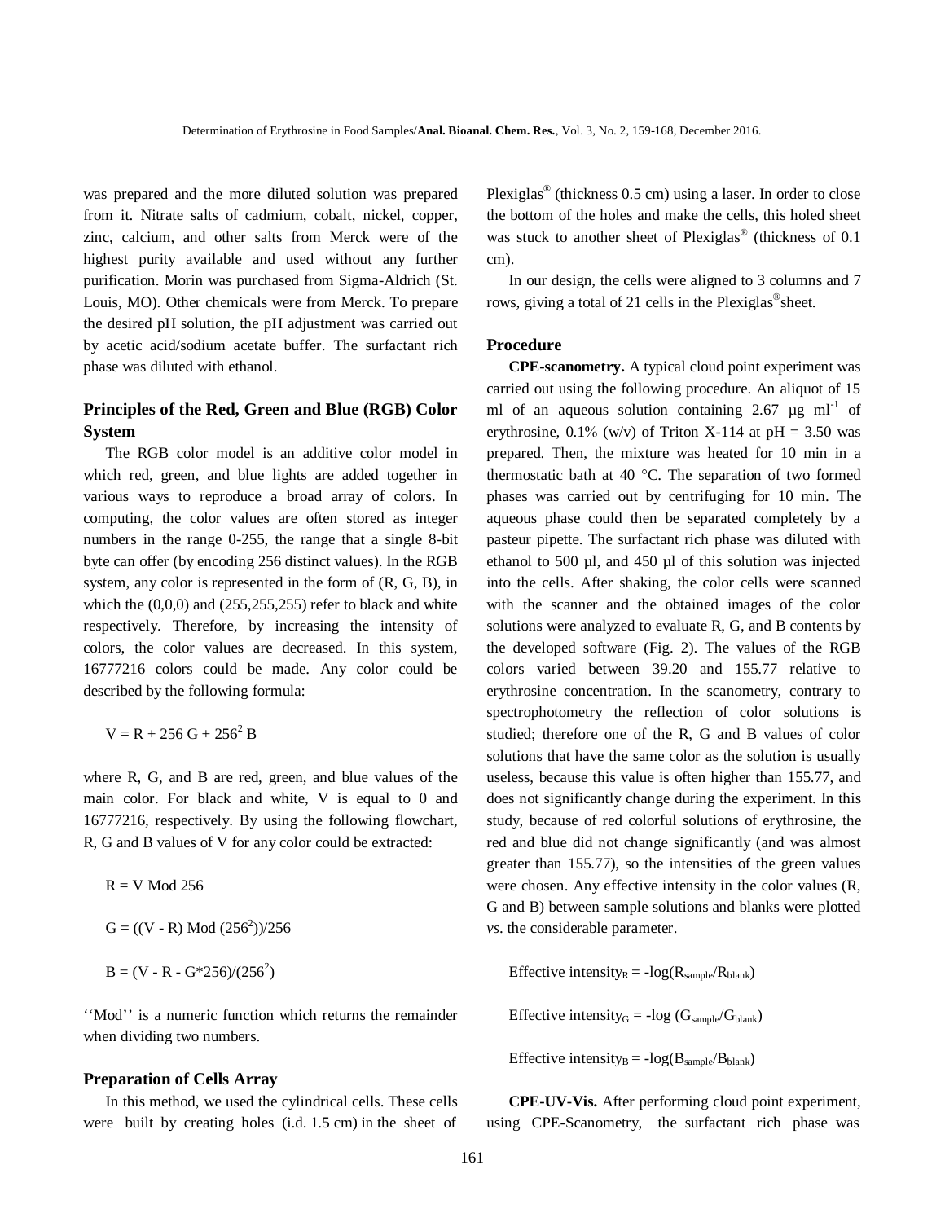was prepared and the more diluted solution was prepared from it. Nitrate salts of cadmium, cobalt, nickel, copper, zinc, calcium, and other salts from Merck were of the highest purity available and used without any further purification. Morin was purchased from Sigma-Aldrich (St. Louis, MO). Other chemicals were from Merck. To prepare the desired pH solution, the pH adjustment was carried out by acetic acid/sodium acetate buffer. The surfactant rich phase was diluted with ethanol.

## Principles of the Red, Green and Blue (RGB) Color System

The RGB color model is an additive color model in which red, green, and blue lights are added together in various ways to reproduce a broad array of colors. In computing, the color values are often stored as integer numbers in the range 0-255, the range that a single 8-bit byte can offer (by encoding 256 distinct values). In the RGB system, any color is represented in the form of (R, G, B), in which the (0,0,0) and (255,255,255) refer to black and white respectively. Therefore, by increasing the intensity of colors, the color values are decreased. In this system, 16777216 colors could be made. Any color could be described by the following formula:

$$V = R + 256\,G + 256^2\,B$$

where R, G, and B are red, green, and blue values of the main color. For black and white, V is equal to 0 and 16777216, respectively. By using the following flowchart, R, G and B values of V for any color could be extracted:

$$R = V \text{ Mod } 256$$

$$G = ((V - R) \text{ Mod } (256^2))/256$$

$$B = (V - R - G*256)/(256^2)$$

''Mod'' is a numeric function which returns the remainder when dividing two numbers.

## Preparation of Cells Array

In this method, we used the cylindrical cells. These cells were built by creating holes (i.d. 1.5 cm) in the sheet of Plexiglas® (thickness 0.5 cm) using a laser. In order to close the bottom of the holes and make the cells, this holed sheet was stuck to another sheet of Plexiglas® (thickness of 0.1 cm).

In our design, the cells were aligned to 3 columns and 7 rows, giving a total of 21 cells in the Plexiglas® sheet.

## Procedure

**CPE-scanometry.** A typical cloud point experiment was carried out using the following procedure. An aliquot of 15 ml of an aqueous solution containing 2.67 µg ml$^{-1}$ of erythrosine, 0.1% (w/v) of Triton X-114 at pH = 3.50 was prepared. Then, the mixture was heated for 10 min in a thermostatic bath at 40 °C. The separation of two formed phases was carried out by centrifuging for 10 min. The aqueous phase could then be separated completely by a pasteur pipette. The surfactant rich phase was diluted with ethanol to 500 µl, and 450 µl of this solution was injected into the cells. After shaking, the color cells were scanned with the scanner and the obtained images of the color solutions were analyzed to evaluate R, G, and B contents by the developed software (Fig. 2). The values of the RGB colors varied between 39.20 and 155.77 relative to erythrosine concentration. In the scanometry, contrary to spectrophotometry the reflection of color solutions is studied; therefore one of the R, G and B values of color solutions that have the same color as the solution is usually useless, because this value is often higher than 155.77, and does not significantly change during the experiment. In this study, because of red colorful solutions of erythrosine, the red and blue did not change significantly (and was almost greater than 155.77), so the intensities of the green values were chosen. Any effective intensity in the color values (R, G and B) between sample solutions and blanks were plotted *vs.* the considerable parameter.

$$\text{Effective intensity}_R = -\log(R_{sample}/R_{blank})$$

$$\text{Effective intensity}_G = -\log(G_{sample}/G_{blank})$$

$$\text{Effective intensity}_B = -\log(B_{sample}/B_{blank})$$

**CPE-UV-Vis.** After performing cloud point experiment, using CPE-Scanometry, the surfactant rich phase was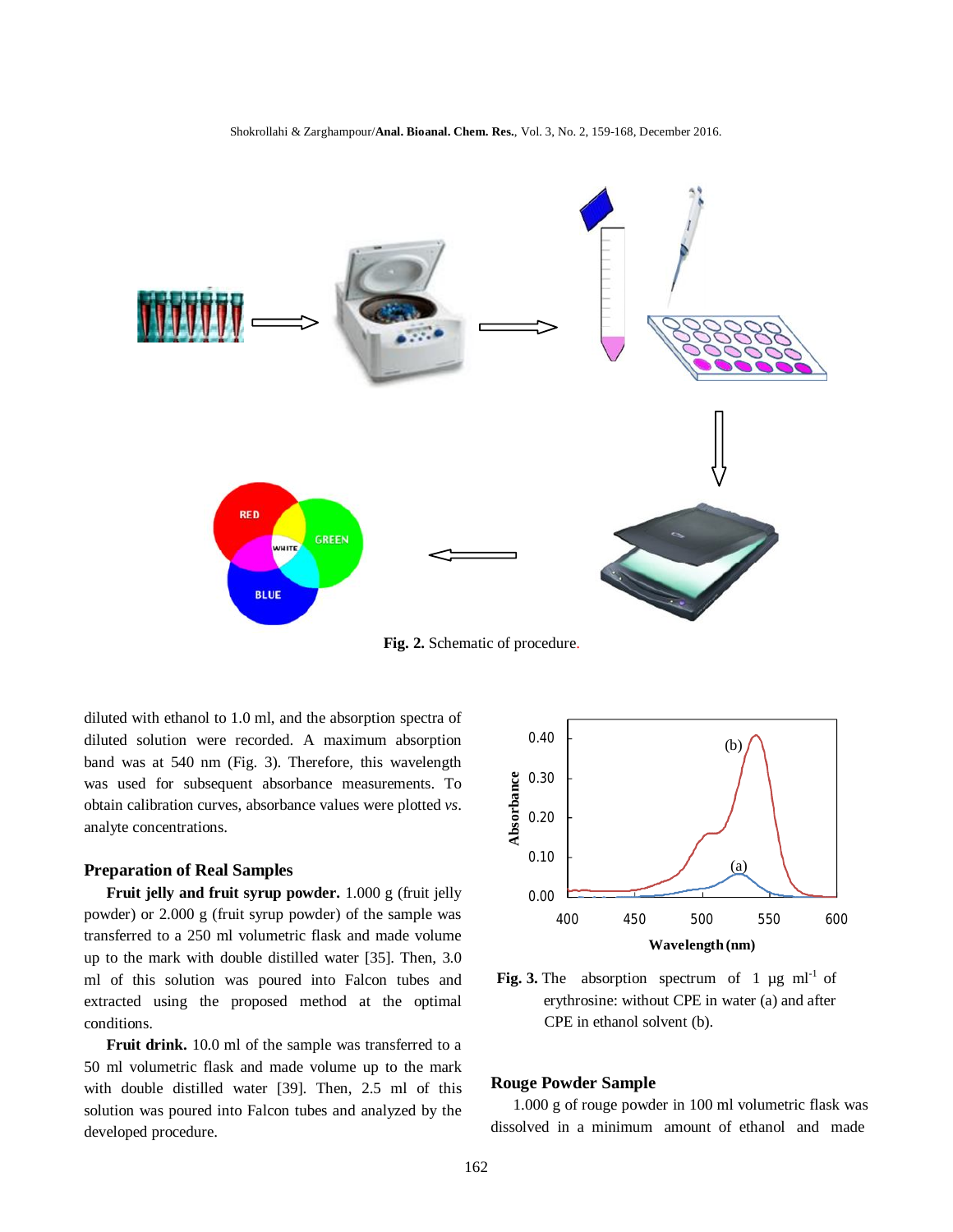Fig. 2. Schematic of procedure.

diluted with ethanol to 1.0 ml, and the absorption spectra of diluted solution were recorded. A maximum absorption band was at 540 nm (Fig. 3). Therefore, this wavelength was used for subsequent absorbance measurements. To obtain calibration curves, absorbance values were plotted *vs.* analyte concentrations.

## Preparation of Real Samples

**Fruit jelly and fruit syrup powder.** 1.000 g (fruit jelly powder) or 2.000 g (fruit syrup powder) of the sample was transferred to a 250 ml volumetric flask and made volume up to the mark with double distilled water [35]. Then, 3.0 ml of this solution was poured into Falcon tubes and extracted using the proposed method at the optimal conditions.

**Fruit drink.** 10.0 ml of the sample was transferred to a 50 ml volumetric flask and made volume up to the mark with double distilled water [39]. Then, 2.5 ml of this solution was poured into Falcon tubes and analyzed by the developed procedure.

Fig. 3. The absorption spectrum of 1 μg $ml^{-1}$ of erythrosine: without CPE in water (a) and after CPE in ethanol solvent (b).

## Rouge Powder Sample

1.000 g of rouge powder in 100 ml volumetric flask was dissolved in a minimum amount of ethanol and made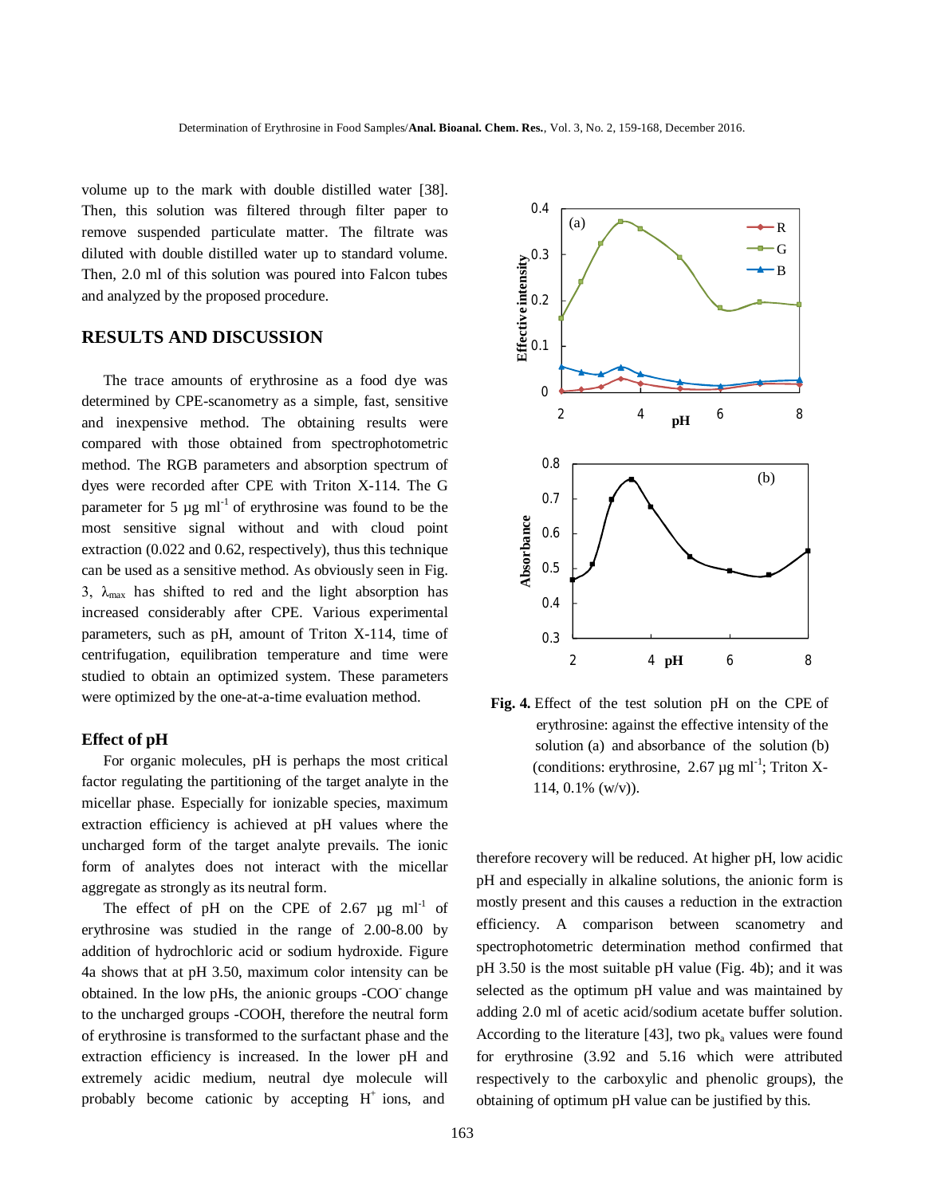volume up to the mark with double distilled water [38]. Then, this solution was filtered through filter paper to remove suspended particulate matter. The filtrate was diluted with double distilled water up to standard volume. Then, 2.0 ml of this solution was poured into Falcon tubes and analyzed by the proposed procedure.

## RESULTS AND DISCUSSION

The trace amounts of erythrosine as a food dye was determined by CPE-scanometry as a simple, fast, sensitive and inexpensive method. The obtaining results were compared with those obtained from spectrophotometric method. The RGB parameters and absorption spectrum of dyes were recorded after CPE with Triton X-114. The G parameter for 5 μg $ml^{-1}$ of erythrosine was found to be the most sensitive signal without and with cloud point extraction (0.022 and 0.62, respectively), thus this technique can be used as a sensitive method. As obviously seen in Fig. 3, $\lambda_{max}$ has shifted to red and the light absorption has increased considerably after CPE. Various experimental parameters, such as pH, amount of Triton X-114, time of centrifugation, equilibration temperature and time were studied to obtain an optimized system. These parameters were optimized by the one-at-a-time evaluation method.

### Effect of pH

For organic molecules, pH is perhaps the most critical factor regulating the partitioning of the target analyte in the micellar phase. Especially for ionizable species, maximum extraction efficiency is achieved at pH values where the uncharged form of the target analyte prevails. The ionic form of analytes does not interact with the micellar aggregate as strongly as its neutral form.

The effect of pH on the CPE of 2.67 μg $ml^{-1}$ of erythrosine was studied in the range of 2.00-8.00 by addition of hydrochloric acid or sodium hydroxide. Figure 4a shows that at pH 3.50, maximum color intensity can be obtained. In the low pHs, the anionic groups $-COO^-$ change to the uncharged groups -COOH, therefore the neutral form of erythrosine is transformed to the surfactant phase and the extraction efficiency is increased. In the lower pH and extremely acidic medium, neutral dye molecule will probably become cationic by accepting $H^+$ ions, and therefore recovery will be reduced. At higher pH, low acidic pH and especially in alkaline solutions, the anionic form is mostly present and this causes a reduction in the extraction efficiency. A comparison between scanometry and spectrophotometric determination method confirmed that pH 3.50 is the most suitable pH value (Fig. 4b); and it was selected as the optimum pH value and was maintained by adding 2.0 ml of acetic acid/sodium acetate buffer solution. According to the literature [43], two $pk_a$ values were found for erythrosine (3.92 and 5.16 which were attributed respectively to the carboxylic and phenolic groups), the obtaining of optimum pH value can be justified by this.

**Fig. 4.** Effect of the test solution pH on the CPE of erythrosine: against the effective intensity of the solution (a) and absorbance of the solution (b) (conditions: erythrosine, 2.67 μg $ml^{-1}$; Triton X-114, 0.1% (w/v)).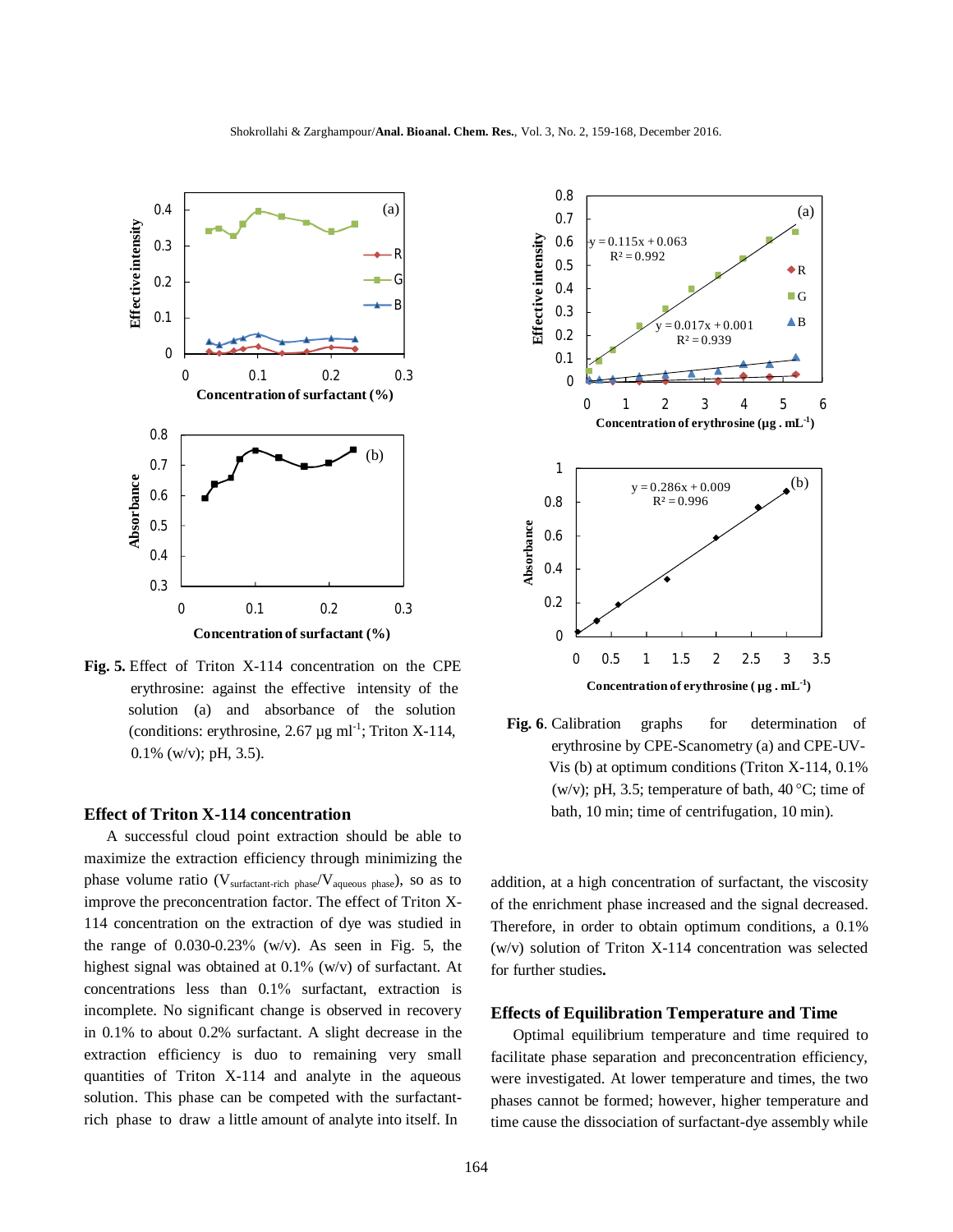**Fig. 5.** Effect of Triton X-114 concentration on the CPE erythrosine: against the effective intensity of the solution (a) and absorbance of the solution (conditions: erythrosine, 2.67 μg ml$^{-1}$; Triton X-114, 0.1% (w/v); pH, 3.5).

**Fig. 6**. Calibration graphs for determination of erythrosine by CPE-Scanometry (a) and CPE-UV-Vis (b) at optimum conditions (Triton X-114, 0.1% (w/v); pH, 3.5; temperature of bath, 40 °C; time of bath, 10 min; time of centrifugation, 10 min).

## Effect of Triton X-114 concentration

A successful cloud point extraction should be able to maximize the extraction efficiency through minimizing the phase volume ratio ($V_{surfactant\text{-}rich\ phase}/V_{aqueous\ phase}$), so as to improve the preconcentration factor. The effect of Triton X-114 concentration on the extraction of dye was studied in the range of 0.030-0.23% (w/v). As seen in Fig. 5, the highest signal was obtained at 0.1% (w/v) of surfactant. At concentrations less than 0.1% surfactant, extraction is incomplete. No significant change is observed in recovery in 0.1% to about 0.2% surfactant. A slight decrease in the extraction efficiency is duo to remaining very small quantities of Triton X-114 and analyte in the aqueous solution. This phase can be competed with the surfactant-rich phase to draw a little amount of analyte into itself. In addition, at a high concentration of surfactant, the viscosity of the enrichment phase increased and the signal decreased. Therefore, in order to obtain optimum conditions, a 0.1% (w/v) solution of Triton X-114 concentration was selected for further studies**.**

## Effects of Equilibration Temperature and Time

Optimal equilibrium temperature and time required to facilitate phase separation and preconcentration efficiency, were investigated. At lower temperature and times, the two phases cannot be formed; however, higher temperature and time cause the dissociation of surfactant-dye assembly while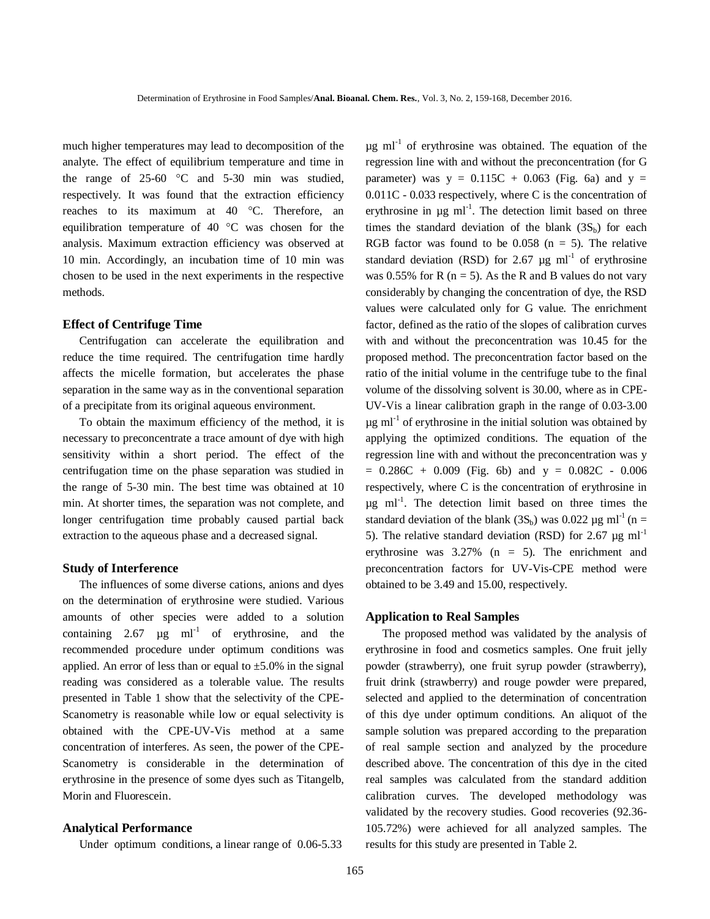much higher temperatures may lead to decomposition of the analyte. The effect of equilibrium temperature and time in the range of 25-60 °C and 5-30 min was studied, respectively. It was found that the extraction efficiency reaches to its maximum at 40 °C. Therefore, an equilibration temperature of 40 °C was chosen for the analysis. Maximum extraction efficiency was observed at 10 min. Accordingly, an incubation time of 10 min was chosen to be used in the next experiments in the respective methods.

### Effect of Centrifuge Time

Centrifugation can accelerate the equilibration and reduce the time required. The centrifugation time hardly affects the micelle formation, but accelerates the phase separation in the same way as in the conventional separation of a precipitate from its original aqueous environment.

To obtain the maximum efficiency of the method, it is necessary to preconcentrate a trace amount of dye with high sensitivity within a short period. The effect of the centrifugation time on the phase separation was studied in the range of 5-30 min. The best time was obtained at 10 min. At shorter times, the separation was not complete, and longer centrifugation time probably caused partial back extraction to the aqueous phase and a decreased signal.

### Study of Interference

The influences of some diverse cations, anions and dyes on the determination of erythrosine were studied. Various amounts of other species were added to a solution containing 2.67 µg $ml^{-1}$ of erythrosine, and the recommended procedure under optimum conditions was applied. An error of less than or equal to ±5.0% in the signal reading was considered as a tolerable value. The results presented in Table 1 show that the selectivity of the CPE-Scanometry is reasonable while low or equal selectivity is obtained with the CPE-UV-Vis method at a same concentration of interferes. As seen, the power of the CPE-Scanometry is considerable in the determination of erythrosine in the presence of some dyes such as Titangelb, Morin and Fluorescein.

### Analytical Performance

Under optimum conditions, a linear range of 0.06-5.33 µg $ml^{-1}$ of erythrosine was obtained. The equation of the regression line with and without the preconcentration (for G parameter) was $y = 0.115C + 0.063$ (Fig. 6a) and $y = 0.011C - 0.033$ respectively, where C is the concentration of erythrosine in µg $ml^{-1}$. The detection limit based on three times the standard deviation of the blank ($3S_b$) for each RGB factor was found to be 0.058 (n = 5). The relative standard deviation (RSD) for 2.67 µg $ml^{-1}$ of erythrosine was 0.55% for R (n = 5). As the R and B values do not vary considerably by changing the concentration of dye, the RSD values were calculated only for G value. The enrichment factor, defined as the ratio of the slopes of calibration curves with and without the preconcentration was 10.45 for the proposed method. The preconcentration factor based on the ratio of the initial volume in the centrifuge tube to the final volume of the dissolving solvent is 30.00, where as in CPE-UV-Vis a linear calibration graph in the range of 0.03-3.00 µg $ml^{-1}$ of erythrosine in the initial solution was obtained by applying the optimized conditions. The equation of the regression line with and without the preconcentration was $y = 0.286C + 0.009$ (Fig. 6b) and $y = 0.082C - 0.006$ respectively, where C is the concentration of erythrosine in µg $ml^{-1}$. The detection limit based on three times the standard deviation of the blank ($3S_b$) was 0.022 µg $ml^{-1}$ (n = 5). The relative standard deviation (RSD) for 2.67 µg $ml^{-1}$ erythrosine was 3.27% (n = 5). The enrichment and preconcentration factors for UV-Vis-CPE method were obtained to be 3.49 and 15.00, respectively.

### Application to Real Samples

The proposed method was validated by the analysis of erythrosine in food and cosmetics samples. One fruit jelly powder (strawberry), one fruit syrup powder (strawberry), fruit drink (strawberry) and rouge powder were prepared, selected and applied to the determination of concentration of this dye under optimum conditions. An aliquot of the sample solution was prepared according to the preparation of real sample section and analyzed by the procedure described above. The concentration of this dye in the cited real samples was calculated from the standard addition calibration curves. The developed methodology was validated by the recovery studies. Good recoveries (92.36-105.72%) were achieved for all analyzed samples. The results for this study are presented in Table 2.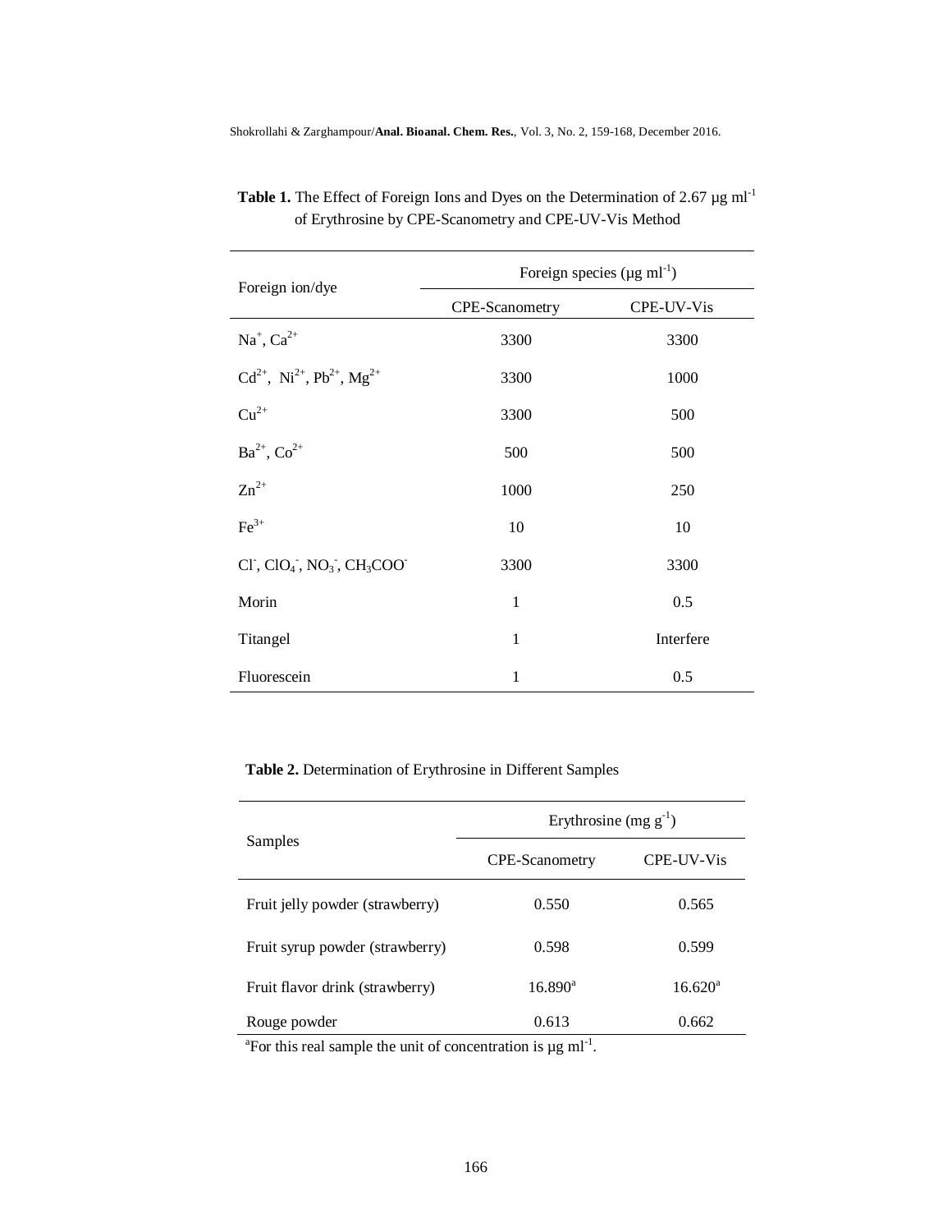**Table 1.** The Effect of Foreign Ions and Dyes on the Determination of 2.67 μg $ml^{-1}$ of Erythrosine by CPE-Scanometry and CPE-UV-Vis Method

| Foreign ion/dye | Foreign species (μg $ml^{-1}$) | |
|---|---|---|
| | CPE-Scanometry | CPE-UV-Vis |
| $Na^{+}$, $Ca^{2+}$ | 3300 | 3300 |
| $Cd^{2+}$, $Ni^{2+}$, $Pb^{2+}$, $Mg^{2+}$ | 3300 | 1000 |
| $Cu^{2+}$ | 3300 | 500 |
| $Ba^{2+}$, $Co^{2+}$ | 500 | 500 |
| $Zn^{2+}$ | 1000 | 250 |
| $Fe^{3+}$ | 10 | 10 |
| $Cl^{-}$, $ClO_4^{-}$, $NO_3^{-}$, $CH_3COO^{-}$ | 3300 | 3300 |
| Morin | 1 | 0.5 |
| Titangel | 1 | Interfere |
| Fluorescein | 1 | 0.5 |

**Table 2.** Determination of Erythrosine in Different Samples

| Samples | Erythrosine (mg $g^{-1}$) | |
|---|---|---|
| | CPE-Scanometry | CPE-UV-Vis |
| Fruit jelly powder (strawberry) | 0.550 | 0.565 |
| Fruit syrup powder (strawberry) | 0.598 | 0.599 |
| Fruit flavor drink (strawberry) | 16.890[a] | 16.620[a] |
| Rouge powder | 0.613 | 0.662 |

[a]For this real sample the unit of concentration is μg $ml^{-1}$.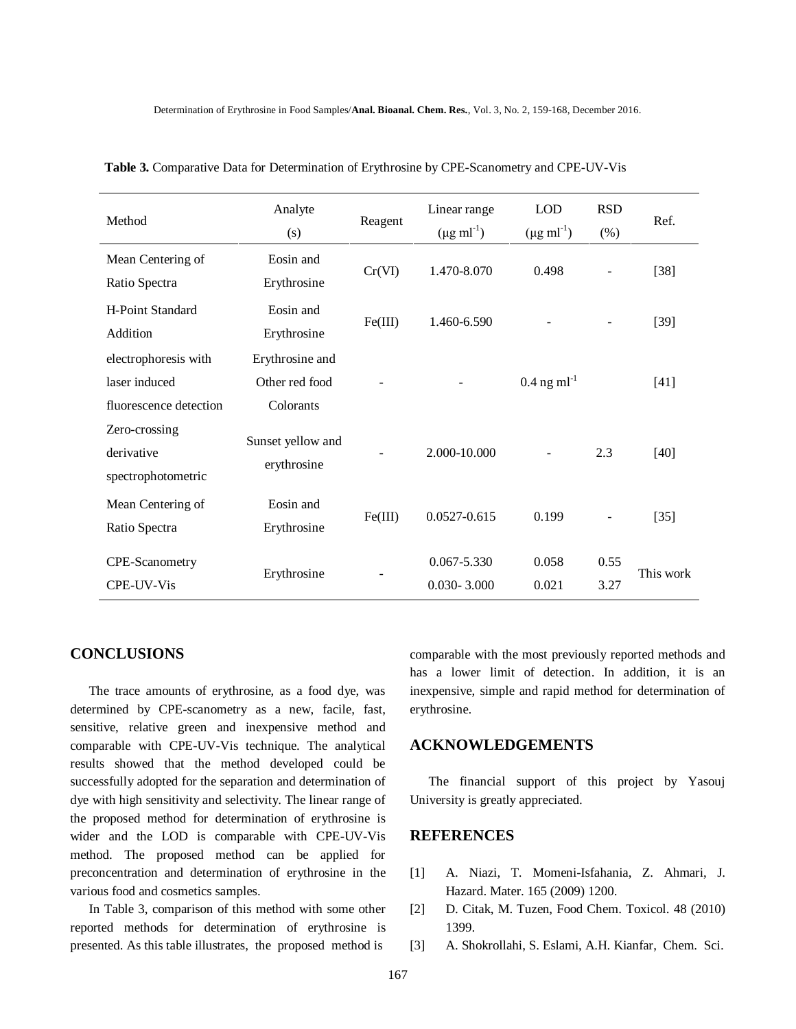**Table 3.** Comparative Data for Determination of Erythrosine by CPE-Scanometry and CPE-UV-Vis

| Method | Analyte (s) | Reagent | Linear range ($\mu g\ ml^{-1}$) | LOD ($\mu g\ ml^{-1}$) | RSD (%) | Ref. |
|---|---|---|---|---|---|---|
| Mean Centering of Ratio Spectra | Eosin and Erythrosine | Cr(VI) | 1.470-8.070 | 0.498 | - | [38] |
| H-Point Standard Addition | Eosin and Erythrosine | Fe(III) | 1.460-6.590 | - | - | [39] |
| electrophoresis with laser induced fluorescence detection | Erythrosine and Other red food Colorants | - | - | 0.4 ng $ml^{-1}$ | | [41] |
| Zero-crossing derivative spectrophotometric | Sunset yellow and erythrosine | - | 2.000-10.000 | - | 2.3 | [40] |
| Mean Centering of Ratio Spectra | Eosin and Erythrosine | Fe(III) | 0.0527-0.615 | 0.199 | - | [35] |
| CPE-Scanometry | Erythrosine | - | 0.067-5.330 | 0.058 | 0.55 | This work |
| CPE-UV-Vis | | | 0.030- 3.000 | 0.021 | 3.27 | |

## CONCLUSIONS

The trace amounts of erythrosine, as a food dye, was determined by CPE-scanometry as a new, facile, fast, sensitive, relative green and inexpensive method and comparable with CPE-UV-Vis technique. The analytical results showed that the method developed could be successfully adopted for the separation and determination of dye with high sensitivity and selectivity. The linear range of the proposed method for determination of erythrosine is wider and the LOD is comparable with CPE-UV-Vis method. The proposed method can be applied for preconcentration and determination of erythrosine in the various food and cosmetics samples.

In Table 3, comparison of this method with some other reported methods for determination of erythrosine is presented. As this table illustrates, the proposed method is comparable with the most previously reported methods and has a lower limit of detection. In addition, it is an inexpensive, simple and rapid method for determination of erythrosine.

## ACKNOWLEDGEMENTS

The financial support of this project by Yasouj University is greatly appreciated.

## REFERENCES

[1] A. Niazi, T. Momeni-Isfahania, Z. Ahmari, J. Hazard. Mater. 165 (2009) 1200.

[2] D. Citak, M. Tuzen, Food Chem. Toxicol. 48 (2010) 1399.

[3] A. Shokrollahi, S. Eslami, A.H. Kianfar, Chem. Sci.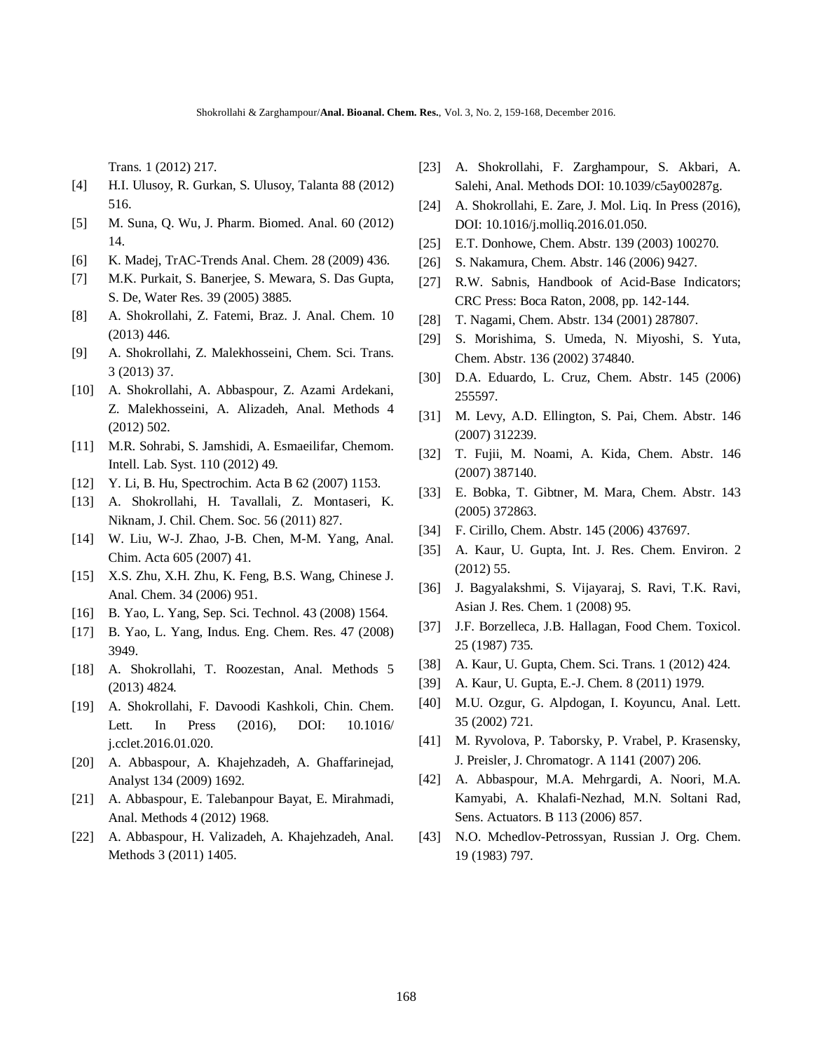Trans. 1 (2012) 217.

[4] H.I. Ulusoy, R. Gurkan, S. Ulusoy, Talanta 88 (2012) 516.

[5] M. Suna, Q. Wu, J. Pharm. Biomed. Anal. 60 (2012) 14.

[6] K. Madej, TrAC-Trends Anal. Chem. 28 (2009) 436.

[7] M.K. Purkait, S. Banerjee, S. Mewara, S. Das Gupta, S. De, Water Res. 39 (2005) 3885.

[8] A. Shokrollahi, Z. Fatemi, Braz. J. Anal. Chem. 10 (2013) 446.

[9] A. Shokrollahi, Z. Malekhosseini, Chem. Sci. Trans. 3 (2013) 37.

[10] A. Shokrollahi, A. Abbaspour, Z. Azami Ardekani, Z. Malekhosseini, A. Alizadeh, Anal. Methods 4 (2012) 502.

[11] M.R. Sohrabi, S. Jamshidi, A. Esmaeilifar, Chemom. Intell. Lab. Syst. 110 (2012) 49.

[12] Y. Li, B. Hu, Spectrochim. Acta B 62 (2007) 1153.

[13] A. Shokrollahi, H. Tavallali, Z. Montaseri, K. Niknam, J. Chil. Chem. Soc. 56 (2011) 827.

[14] W. Liu, W-J. Zhao, J-B. Chen, M-M. Yang, Anal. Chim. Acta 605 (2007) 41.

[15] X.S. Zhu, X.H. Zhu, K. Feng, B.S. Wang, Chinese J. Anal. Chem. 34 (2006) 951.

[16] B. Yao, L. Yang, Sep. Sci. Technol. 43 (2008) 1564.

[17] B. Yao, L. Yang, Indus. Eng. Chem. Res. 47 (2008) 3949.

[18] A. Shokrollahi, T. Roozestan, Anal. Methods 5 (2013) 4824.

[19] A. Shokrollahi, F. Davoodi Kashkoli, Chin. Chem. Lett. In Press (2016), DOI: 10.1016/j.cclet.2016.01.020.

[20] A. Abbaspour, A. Khajehzadeh, A. Ghaffarinejad, Analyst 134 (2009) 1692.

[21] A. Abbaspour, E. Talebanpour Bayat, E. Mirahmadi, Anal. Methods 4 (2012) 1968.

[22] A. Abbaspour, H. Valizadeh, A. Khajehzadeh, Anal. Methods 3 (2011) 1405.

[23] A. Shokrollahi, F. Zarghampour, S. Akbari, A. Salehi, Anal. Methods DOI: 10.1039/c5ay00287g.

[24] A. Shokrollahi, E. Zare, J. Mol. Liq. In Press (2016), DOI: 10.1016/j.molliq.2016.01.050.

[25] E.T. Donhowe, Chem. Abstr. 139 (2003) 100270.

[26] S. Nakamura, Chem. Abstr. 146 (2006) 9427.

[27] R.W. Sabnis, Handbook of Acid-Base Indicators; CRC Press: Boca Raton, 2008, pp. 142-144.

[28] T. Nagami, Chem. Abstr. 134 (2001) 287807.

[29] S. Morishima, S. Umeda, N. Miyoshi, S. Yuta, Chem. Abstr. 136 (2002) 374840.

[30] D.A. Eduardo, L. Cruz, Chem. Abstr. 145 (2006) 255597.

[31] M. Levy, A.D. Ellington, S. Pai, Chem. Abstr. 146 (2007) 312239.

[32] T. Fujii, M. Noami, A. Kida, Chem. Abstr. 146 (2007) 387140.

[33] E. Bobka, T. Gibtner, M. Mara, Chem. Abstr. 143 (2005) 372863.

[34] F. Cirillo, Chem. Abstr. 145 (2006) 437697.

[35] A. Kaur, U. Gupta, Int. J. Res. Chem. Environ. 2 (2012) 55.

[36] J. Bagyalakshmi, S. Vijayaraj, S. Ravi, T.K. Ravi, Asian J. Res. Chem. 1 (2008) 95.

[37] J.F. Borzelleca, J.B. Hallagan, Food Chem. Toxicol. 25 (1987) 735.

[38] A. Kaur, U. Gupta, Chem. Sci. Trans. 1 (2012) 424.

[39] A. Kaur, U. Gupta, E.-J. Chem. 8 (2011) 1979.

[40] M.U. Ozgur, G. Alpdogan, I. Koyuncu, Anal. Lett. 35 (2002) 721.

[41] M. Ryvolova, P. Taborsky, P. Vrabel, P. Krasensky, J. Preisler, J. Chromatogr. A 1141 (2007) 206.

[42] A. Abbaspour, M.A. Mehrgardi, A. Noori, M.A. Kamyabi, A. Khalafi-Nezhad, M.N. Soltani Rad, Sens. Actuators. B 113 (2006) 857.

[43] N.O. Mchedlov-Petrossyan, Russian J. Org. Chem. 19 (1983) 797.